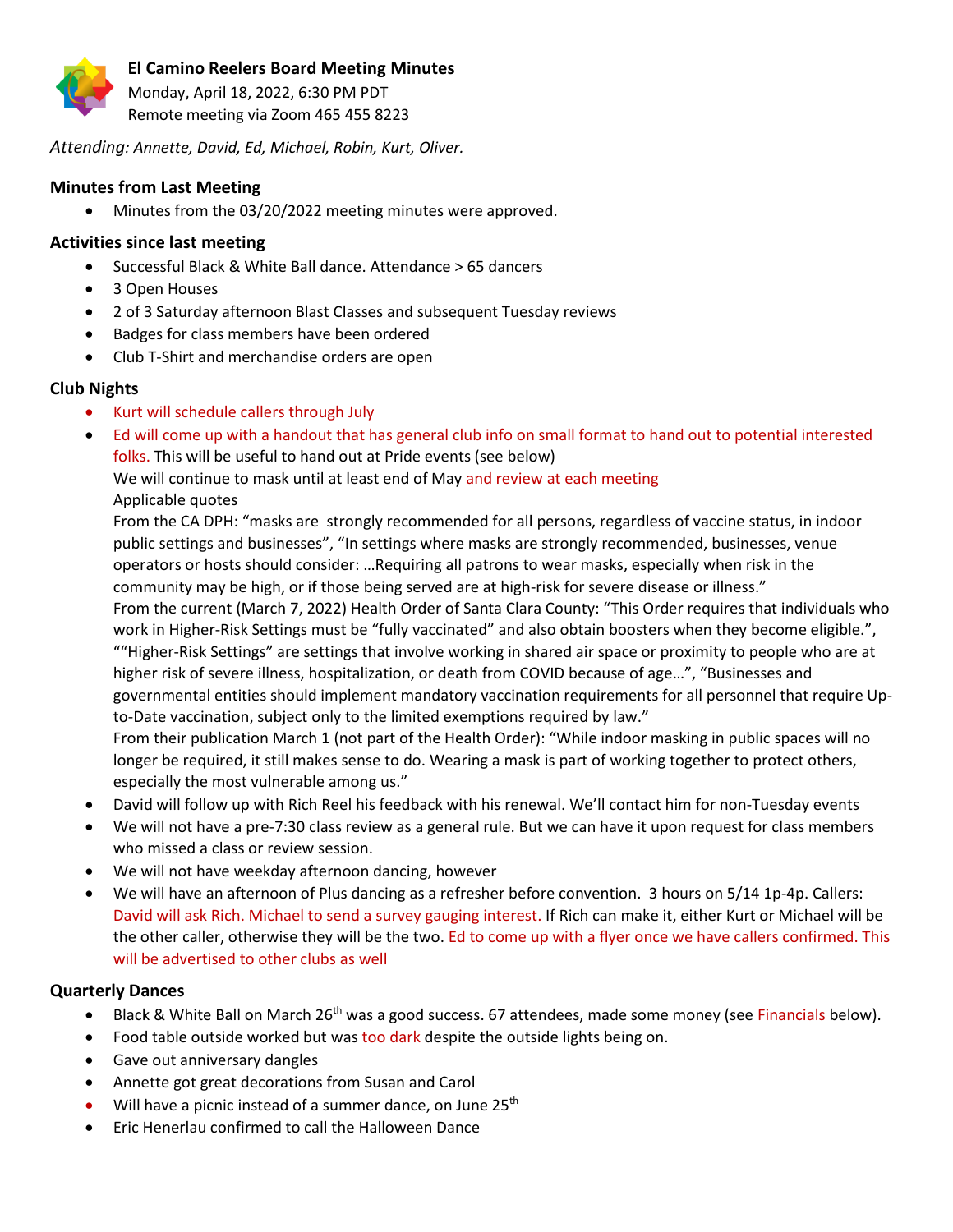# El Camino Reelers Board Meeting Minutes

Monday, April 18, 2022, 6:30 PM PDT
Remote meeting via Zoom 465 455 8223

*Attending: Annette, David, Ed, Michael, Robin, Kurt, Oliver.*

## Minutes from Last Meeting

- Minutes from the 03/20/2022 meeting minutes were approved.

## Activities since last meeting

- Successful Black & White Ball dance. Attendance > 65 dancers
- 3 Open Houses
- 2 of 3 Saturday afternoon Blast Classes and subsequent Tuesday reviews
- Badges for class members have been ordered
- Club T-Shirt and merchandise orders are open

## Club Nights

- Kurt will schedule callers through July
- Ed will come up with a handout that has general club info on small format to hand out to potential interested folks. This will be useful to hand out at Pride events (see below)

  We will continue to mask until at least end of May and review at each meeting

  Applicable quotes

  From the CA DPH: "masks are strongly recommended for all persons, regardless of vaccine status, in indoor public settings and businesses", "In settings where masks are strongly recommended, businesses, venue operators or hosts should consider: …Requiring all patrons to wear masks, especially when risk in the community may be high, or if those being served are at high-risk for severe disease or illness."

  From the current (March 7, 2022) Health Order of Santa Clara County: "This Order requires that individuals who work in Higher-Risk Settings must be "fully vaccinated" and also obtain boosters when they become eligible.", ""Higher-Risk Settings" are settings that involve working in shared air space or proximity to people who are at higher risk of severe illness, hospitalization, or death from COVID because of age…", "Businesses and governmental entities should implement mandatory vaccination requirements for all personnel that require Up-to-Date vaccination, subject only to the limited exemptions required by law."

  From their publication March 1 (not part of the Health Order): "While indoor masking in public spaces will no longer be required, it still makes sense to do. Wearing a mask is part of working together to protect others, especially the most vulnerable among us."
- David will follow up with Rich Reel his feedback with his renewal. We'll contact him for non-Tuesday events
- We will not have a pre-7:30 class review as a general rule. But we can have it upon request for class members who missed a class or review session.
- We will not have weekday afternoon dancing, however
- We will have an afternoon of Plus dancing as a refresher before convention. 3 hours on 5/14 1p-4p. Callers: David will ask Rich. Michael to send a survey gauging interest. If Rich can make it, either Kurt or Michael will be the other caller, otherwise they will be the two. Ed to come up with a flyer once we have callers confirmed. This will be advertised to other clubs as well

## Quarterly Dances

- Black & White Ball on March 26th was a good success. 67 attendees, made some money (see Financials below).
- Food table outside worked but was too dark despite the outside lights being on.
- Gave out anniversary dangles
- Annette got great decorations from Susan and Carol
- Will have a picnic instead of a summer dance, on June 25th
- Eric Henerlau confirmed to call the Halloween Dance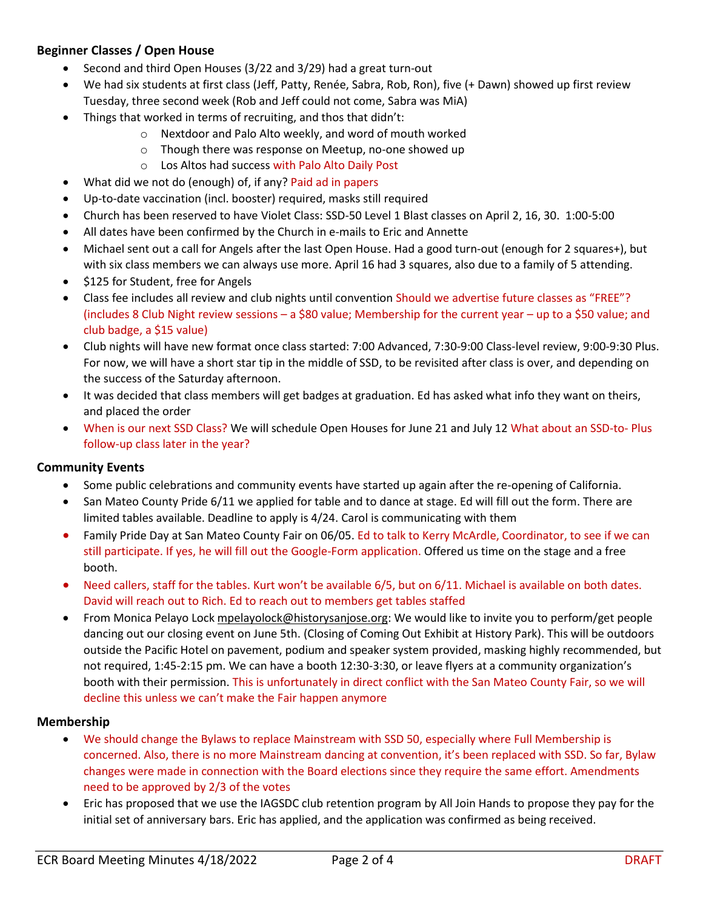### Beginner Classes / Open House

- Second and third Open Houses (3/22 and 3/29) had a great turn-out
- We had six students at first class (Jeff, Patty, Renée, Sabra, Rob, Ron), five (+ Dawn) showed up first review Tuesday, three second week (Rob and Jeff could not come, Sabra was MiA)
- Things that worked in terms of recruiting, and thos that didn't:
  - Nextdoor and Palo Alto weekly, and word of mouth worked
  - Though there was response on Meetup, no-one showed up
  - Los Altos had success with Palo Alto Daily Post
- What did we not do (enough) of, if any? Paid ad in papers
- Up-to-date vaccination (incl. booster) required, masks still required
- Church has been reserved to have Violet Class: SSD-50 Level 1 Blast classes on April 2, 16, 30. 1:00-5:00
- All dates have been confirmed by the Church in e-mails to Eric and Annette
- Michael sent out a call for Angels after the last Open House. Had a good turn-out (enough for 2 squares+), but with six class members we can always use more. April 16 had 3 squares, also due to a family of 5 attending.
- $125 for Student, free for Angels
- Class fee includes all review and club nights until convention Should we advertise future classes as "FREE"? (includes 8 Club Night review sessions – a $80 value; Membership for the current year – up to a $50 value; and club badge, a $15 value)
- Club nights will have new format once class started: 7:00 Advanced, 7:30-9:00 Class-level review, 9:00-9:30 Plus. For now, we will have a short star tip in the middle of SSD, to be revisited after class is over, and depending on the success of the Saturday afternoon.
- It was decided that class members will get badges at graduation. Ed has asked what info they want on theirs, and placed the order
- When is our next SSD Class? We will schedule Open Houses for June 21 and July 12 What about an SSD-to- Plus follow-up class later in the year?

### Community Events

- Some public celebrations and community events have started up again after the re-opening of California.
- San Mateo County Pride 6/11 we applied for table and to dance at stage. Ed will fill out the form. There are limited tables available. Deadline to apply is 4/24. Carol is communicating with them
- Family Pride Day at San Mateo County Fair on 06/05. Ed to talk to Kerry McArdle, Coordinator, to see if we can still participate. If yes, he will fill out the Google-Form application. Offered us time on the stage and a free booth.
- Need callers, staff for the tables. Kurt won't be available 6/5, but on 6/11. Michael is available on both dates. David will reach out to Rich. Ed to reach out to members get tables staffed
- From Monica Pelayo Lock mpelayolock@historysanjose.org: We would like to invite you to perform/get people dancing out our closing event on June 5th. (Closing of Coming Out Exhibit at History Park). This will be outdoors outside the Pacific Hotel on pavement, podium and speaker system provided, masking highly recommended, but not required, 1:45-2:15 pm. We can have a booth 12:30-3:30, or leave flyers at a community organization's booth with their permission. This is unfortunately in direct conflict with the San Mateo County Fair, so we will decline this unless we can't make the Fair happen anymore

### Membership

- We should change the Bylaws to replace Mainstream with SSD 50, especially where Full Membership is concerned. Also, there is no more Mainstream dancing at convention, it's been replaced with SSD. So far, Bylaw changes were made in connection with the Board elections since they require the same effort. Amendments need to be approved by 2/3 of the votes
- Eric has proposed that we use the IAGSDC club retention program by All Join Hands to propose they pay for the initial set of anniversary bars. Eric has applied, and the application was confirmed as being received.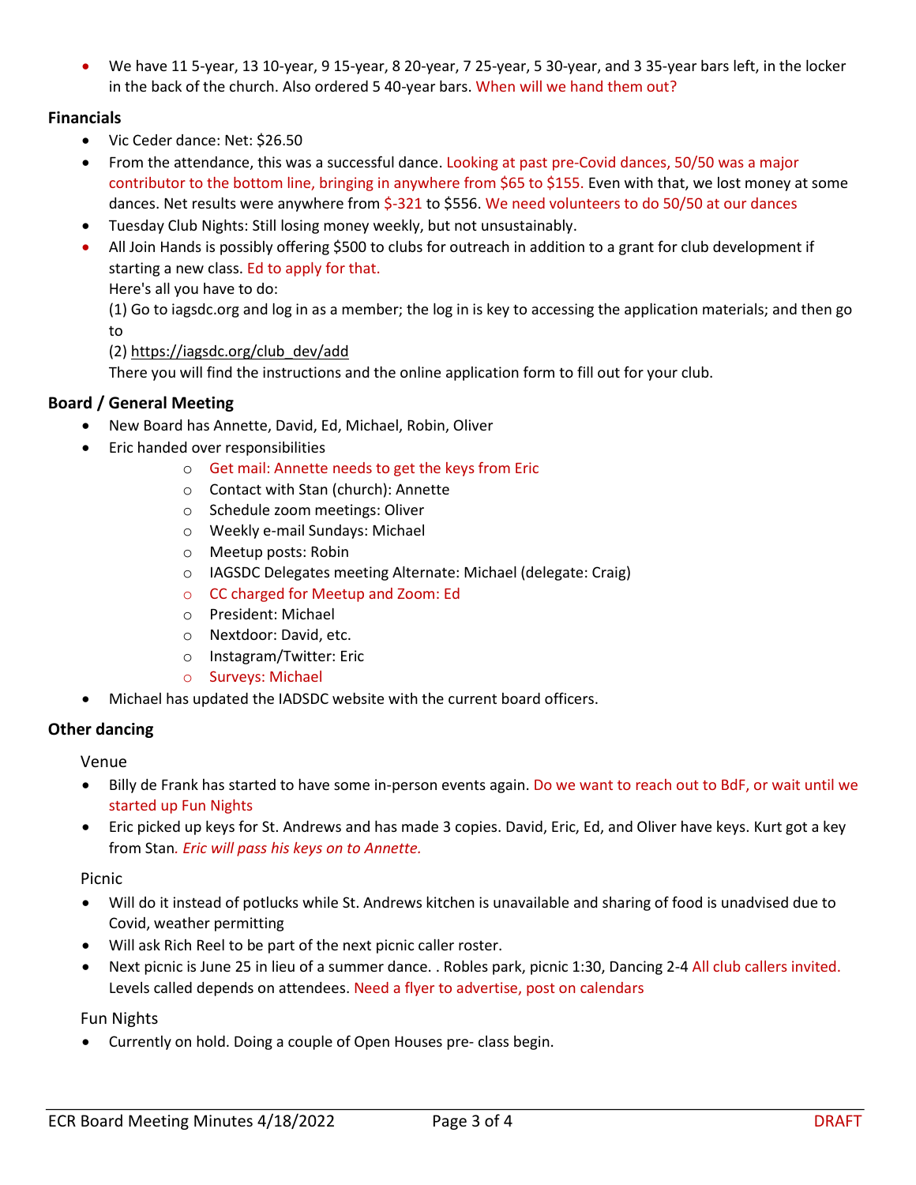- We have 11 5-year, 13 10-year, 9 15-year, 8 20-year, 7 25-year, 5 30-year, and 3 35-year bars left, in the locker in the back of the church. Also ordered 5 40-year bars. When will we hand them out?

### Financials

- Vic Ceder dance: Net: $26.50
- From the attendance, this was a successful dance. Looking at past pre-Covid dances, 50/50 was a major contributor to the bottom line, bringing in anywhere from $65 to $155. Even with that, we lost money at some dances. Net results were anywhere from $-321 to $556. We need volunteers to do 50/50 at our dances
- Tuesday Club Nights: Still losing money weekly, but not unsustainably.
- All Join Hands is possibly offering $500 to clubs for outreach in addition to a grant for club development if starting a new class. Ed to apply for that.
  Here's all you have to do:
  (1) Go to iagsdc.org and log in as a member; the log in is key to accessing the application materials; and then go to
  (2) https://iagsdc.org/club_dev/add
  There you will find the instructions and the online application form to fill out for your club.

### Board / General Meeting

- New Board has Annette, David, Ed, Michael, Robin, Oliver
- Eric handed over responsibilities
  - Get mail: Annette needs to get the keys from Eric
  - Contact with Stan (church): Annette
  - Schedule zoom meetings: Oliver
  - Weekly e-mail Sundays: Michael
  - Meetup posts: Robin
  - IAGSDC Delegates meeting Alternate: Michael (delegate: Craig)
  - CC charged for Meetup and Zoom: Ed
  - President: Michael
  - Nextdoor: David, etc.
  - Instagram/Twitter: Eric
  - Surveys: Michael
- Michael has updated the IADSDC website with the current board officers.

### Other dancing

Venue

- Billy de Frank has started to have some in-person events again. Do we want to reach out to BdF, or wait until we started up Fun Nights
- Eric picked up keys for St. Andrews and has made 3 copies. David, Eric, Ed, and Oliver have keys. Kurt got a key from Stan. *Eric will pass his keys on to Annette.*

Picnic

- Will do it instead of potlucks while St. Andrews kitchen is unavailable and sharing of food is unadvised due to Covid, weather permitting
- Will ask Rich Reel to be part of the next picnic caller roster.
- Next picnic is June 25 in lieu of a summer dance. . Robles park, picnic 1:30, Dancing 2-4 All club callers invited. Levels called depends on attendees. Need a flyer to advertise, post on calendars

Fun Nights

- Currently on hold. Doing a couple of Open Houses pre- class begin.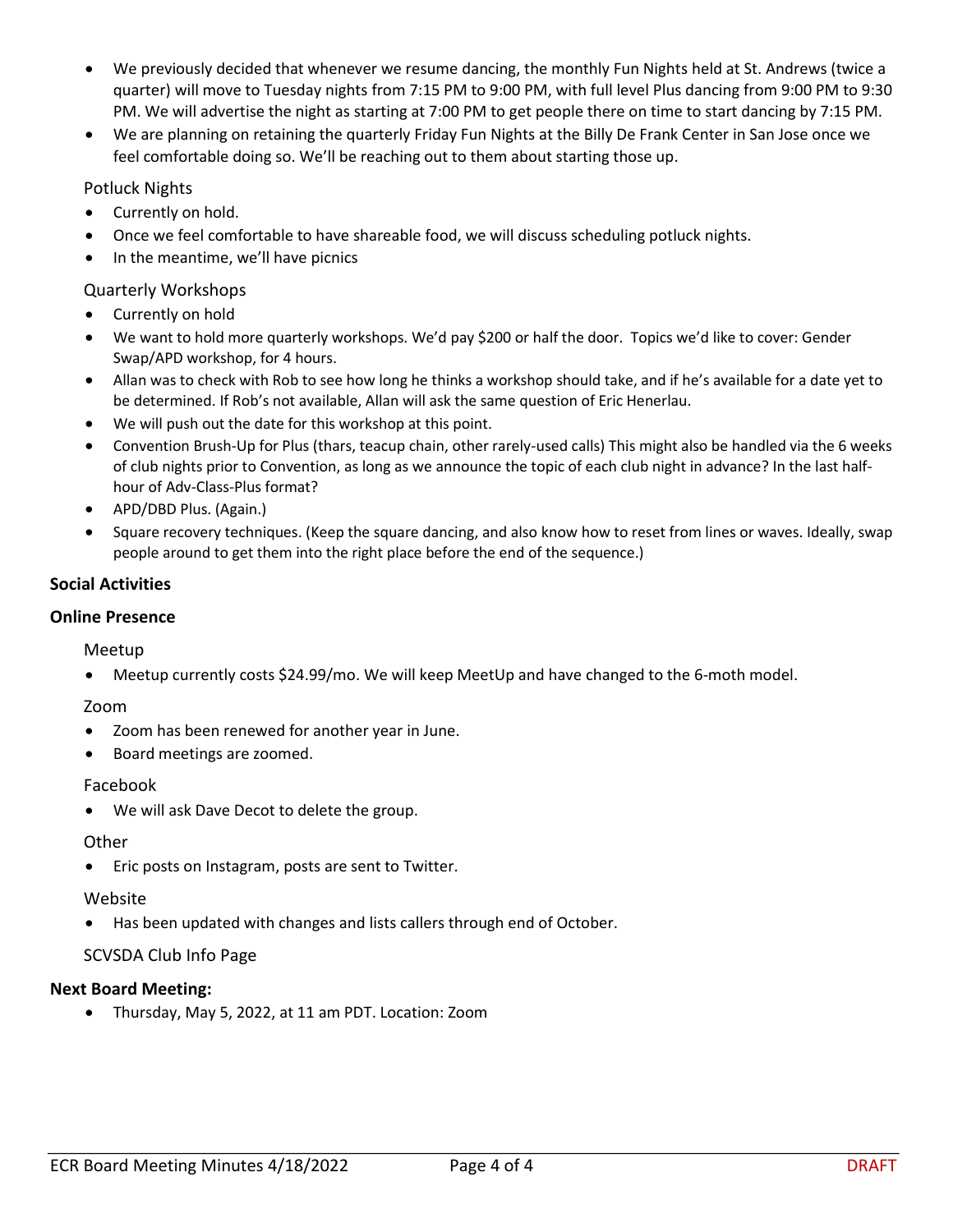- We previously decided that whenever we resume dancing, the monthly Fun Nights held at St. Andrews (twice a quarter) will move to Tuesday nights from 7:15 PM to 9:00 PM, with full level Plus dancing from 9:00 PM to 9:30 PM. We will advertise the night as starting at 7:00 PM to get people there on time to start dancing by 7:15 PM.
- We are planning on retaining the quarterly Friday Fun Nights at the Billy De Frank Center in San Jose once we feel comfortable doing so. We'll be reaching out to them about starting those up.

### Potluck Nights

- Currently on hold.
- Once we feel comfortable to have shareable food, we will discuss scheduling potluck nights.
- In the meantime, we'll have picnics

### Quarterly Workshops

- Currently on hold
- We want to hold more quarterly workshops. We'd pay $200 or half the door. Topics we'd like to cover: Gender Swap/APD workshop, for 4 hours.
- Allan was to check with Rob to see how long he thinks a workshop should take, and if he's available for a date yet to be determined. If Rob's not available, Allan will ask the same question of Eric Henerlau.
- We will push out the date for this workshop at this point.
- Convention Brush-Up for Plus (thars, teacup chain, other rarely-used calls) This might also be handled via the 6 weeks of club nights prior to Convention, as long as we announce the topic of each club night in advance? In the last half-hour of Adv-Class-Plus format?
- APD/DBD Plus. (Again.)
- Square recovery techniques. (Keep the square dancing, and also know how to reset from lines or waves. Ideally, swap people around to get them into the right place before the end of the sequence.)

## Social Activities

## Online Presence

### Meetup

- Meetup currently costs $24.99/mo. We will keep MeetUp and have changed to the 6-moth model.

### Zoom

- Zoom has been renewed for another year in June.
- Board meetings are zoomed.

### Facebook

- We will ask Dave Decot to delete the group.

### Other

- Eric posts on Instagram, posts are sent to Twitter.

### Website

- Has been updated with changes and lists callers through end of October.

### SCVSDA Club Info Page

## Next Board Meeting:

- Thursday, May 5, 2022, at 11 am PDT. Location: Zoom